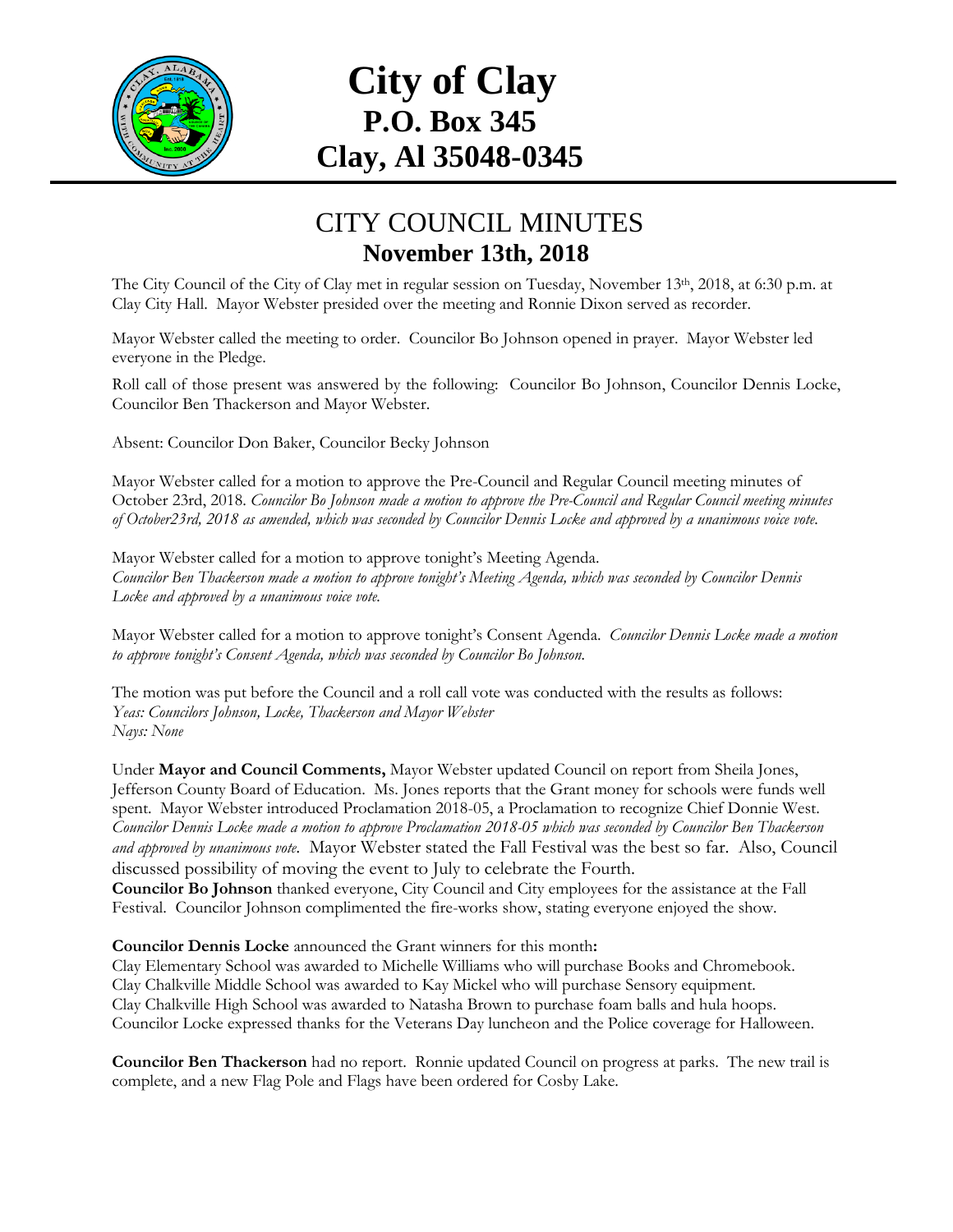# City of Clay
## P.O. Box 345
## Clay, Al 35048-0345

## CITY COUNCIL MINUTES
### November 13th, 2018

The City Council of the City of Clay met in regular session on Tuesday, November 13th, 2018, at 6:30 p.m. at Clay City Hall. Mayor Webster presided over the meeting and Ronnie Dixon served as recorder.

Mayor Webster called the meeting to order. Councilor Bo Johnson opened in prayer. Mayor Webster led everyone in the Pledge.

Roll call of those present was answered by the following: Councilor Bo Johnson, Councilor Dennis Locke, Councilor Ben Thackerson and Mayor Webster.

Absent: Councilor Don Baker, Councilor Becky Johnson

Mayor Webster called for a motion to approve the Pre-Council and Regular Council meeting minutes of October 23rd, 2018. *Councilor Bo Johnson made a motion to approve the Pre-Council and Regular Council meeting minutes of October23rd, 2018 as amended, which was seconded by Councilor Dennis Locke and approved by a unanimous voice vote.*

Mayor Webster called for a motion to approve tonight's Meeting Agenda.
*Councilor Ben Thackerson made a motion to approve tonight's Meeting Agenda, which was seconded by Councilor Dennis Locke and approved by a unanimous voice vote.*

Mayor Webster called for a motion to approve tonight's Consent Agenda. *Councilor Dennis Locke made a motion to approve tonight's Consent Agenda, which was seconded by Councilor Bo Johnson.*

The motion was put before the Council and a roll call vote was conducted with the results as follows:
*Yeas: Councilors Johnson, Locke, Thackerson and Mayor Webster*
*Nays: None*

Under **Mayor and Council Comments,** Mayor Webster updated Council on report from Sheila Jones, Jefferson County Board of Education. Ms. Jones reports that the Grant money for schools were funds well spent. Mayor Webster introduced Proclamation 2018-05, a Proclamation to recognize Chief Donnie West. *Councilor Dennis Locke made a motion to approve Proclamation 2018-05 which was seconded by Councilor Ben Thackerson and approved by unanimous vote.* Mayor Webster stated the Fall Festival was the best so far. Also, Council discussed possibility of moving the event to July to celebrate the Fourth.
**Councilor Bo Johnson** thanked everyone, City Council and City employees for the assistance at the Fall Festival. Councilor Johnson complimented the fire-works show, stating everyone enjoyed the show.

**Councilor Dennis Locke** announced the Grant winners for this month**:**
Clay Elementary School was awarded to Michelle Williams who will purchase Books and Chromebook.
Clay Chalkville Middle School was awarded to Kay Mickel who will purchase Sensory equipment.
Clay Chalkville High School was awarded to Natasha Brown to purchase foam balls and hula hoops.
Councilor Locke expressed thanks for the Veterans Day luncheon and the Police coverage for Halloween.

**Councilor Ben Thackerson** had no report. Ronnie updated Council on progress at parks. The new trail is complete, and a new Flag Pole and Flags have been ordered for Cosby Lake.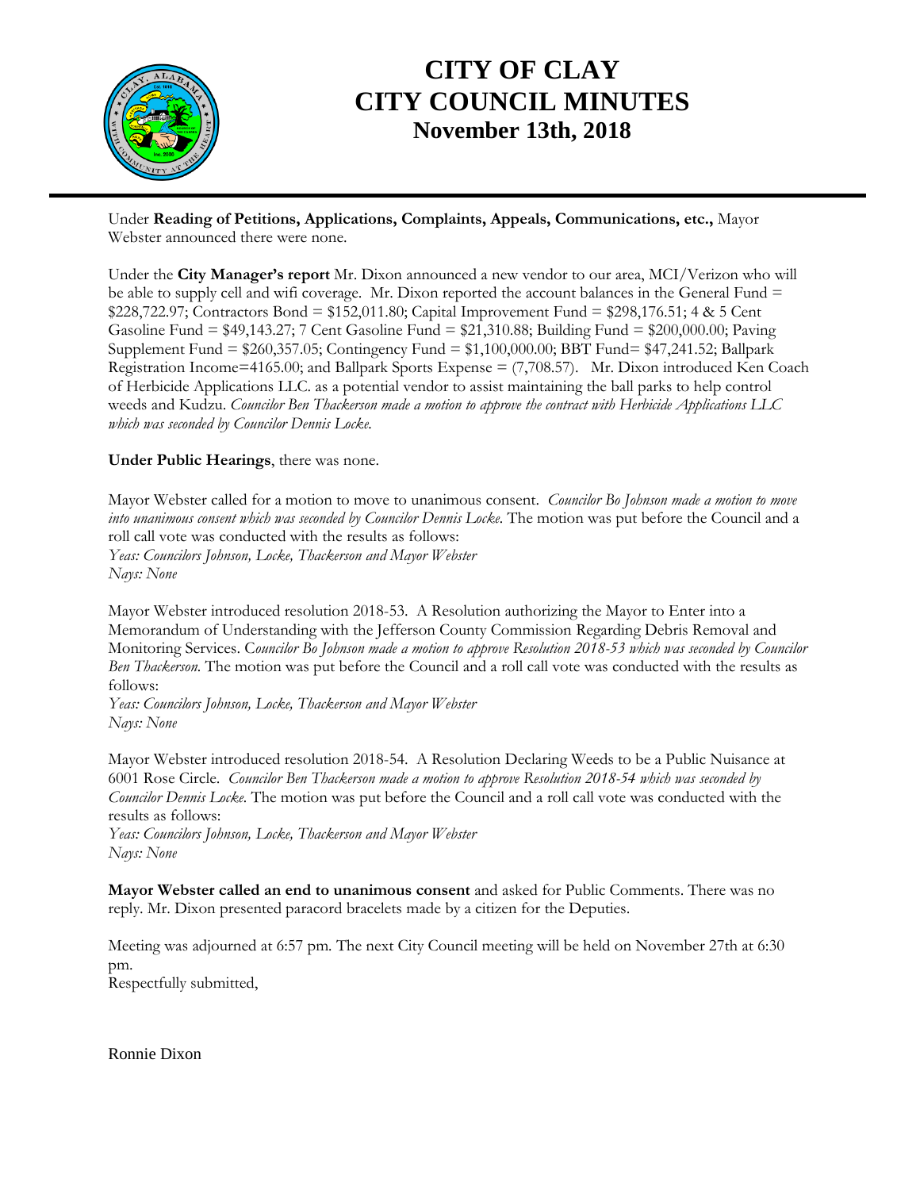# CITY OF CLAY
# CITY COUNCIL MINUTES
## November 13th, 2018

Under **Reading of Petitions, Applications, Complaints, Appeals, Communications, etc.,** Mayor Webster announced there were none.

Under the **City Manager's report** Mr. Dixon announced a new vendor to our area, MCI/Verizon who will be able to supply cell and wifi coverage. Mr. Dixon reported the account balances in the General Fund = $228,722.97; Contractors Bond = $152,011.80; Capital Improvement Fund = $298,176.51; 4 & 5 Cent Gasoline Fund = $49,143.27; 7 Cent Gasoline Fund = $21,310.88; Building Fund = $200,000.00; Paving Supplement Fund = $260,357.05; Contingency Fund = $1,100,000.00; BBT Fund= $47,241.52; Ballpark Registration Income=4165.00; and Ballpark Sports Expense = (7,708.57). Mr. Dixon introduced Ken Coach of Herbicide Applications LLC. as a potential vendor to assist maintaining the ball parks to help control weeds and Kudzu. *Councilor Ben Thackerson made a motion to approve the contract with Herbicide Applications LLC which was seconded by Councilor Dennis Locke.*

**Under Public Hearings**, there was none.

Mayor Webster called for a motion to move to unanimous consent. *Councilor Bo Johnson made a motion to move into unanimous consent which was seconded by Councilor Dennis Locke.* The motion was put before the Council and a roll call vote was conducted with the results as follows:
*Yeas: Councilors Johnson, Locke, Thackerson and Mayor Webster*
*Nays: None*

Mayor Webster introduced resolution 2018-53. A Resolution authorizing the Mayor to Enter into a Memorandum of Understanding with the Jefferson County Commission Regarding Debris Removal and Monitoring Services. C*ouncilor Bo Johnson made a motion to approve Resolution 2018-53 which was seconded by Councilor Ben Thackerson.* The motion was put before the Council and a roll call vote was conducted with the results as follows:
*Yeas: Councilors Johnson, Locke, Thackerson and Mayor Webster*
*Nays: None*

Mayor Webster introduced resolution 2018-54. A Resolution Declaring Weeds to be a Public Nuisance at 6001 Rose Circle. *Councilor Ben Thackerson made a motion to approve Resolution 2018-54 which was seconded by Councilor Dennis Locke.* The motion was put before the Council and a roll call vote was conducted with the results as follows:
*Yeas: Councilors Johnson, Locke, Thackerson and Mayor Webster*
*Nays: None*

**Mayor Webster called an end to unanimous consent** and asked for Public Comments. There was no reply. Mr. Dixon presented paracord bracelets made by a citizen for the Deputies.

Meeting was adjourned at 6:57 pm. The next City Council meeting will be held on November 27th at 6:30 pm.
Respectfully submitted,

Ronnie Dixon